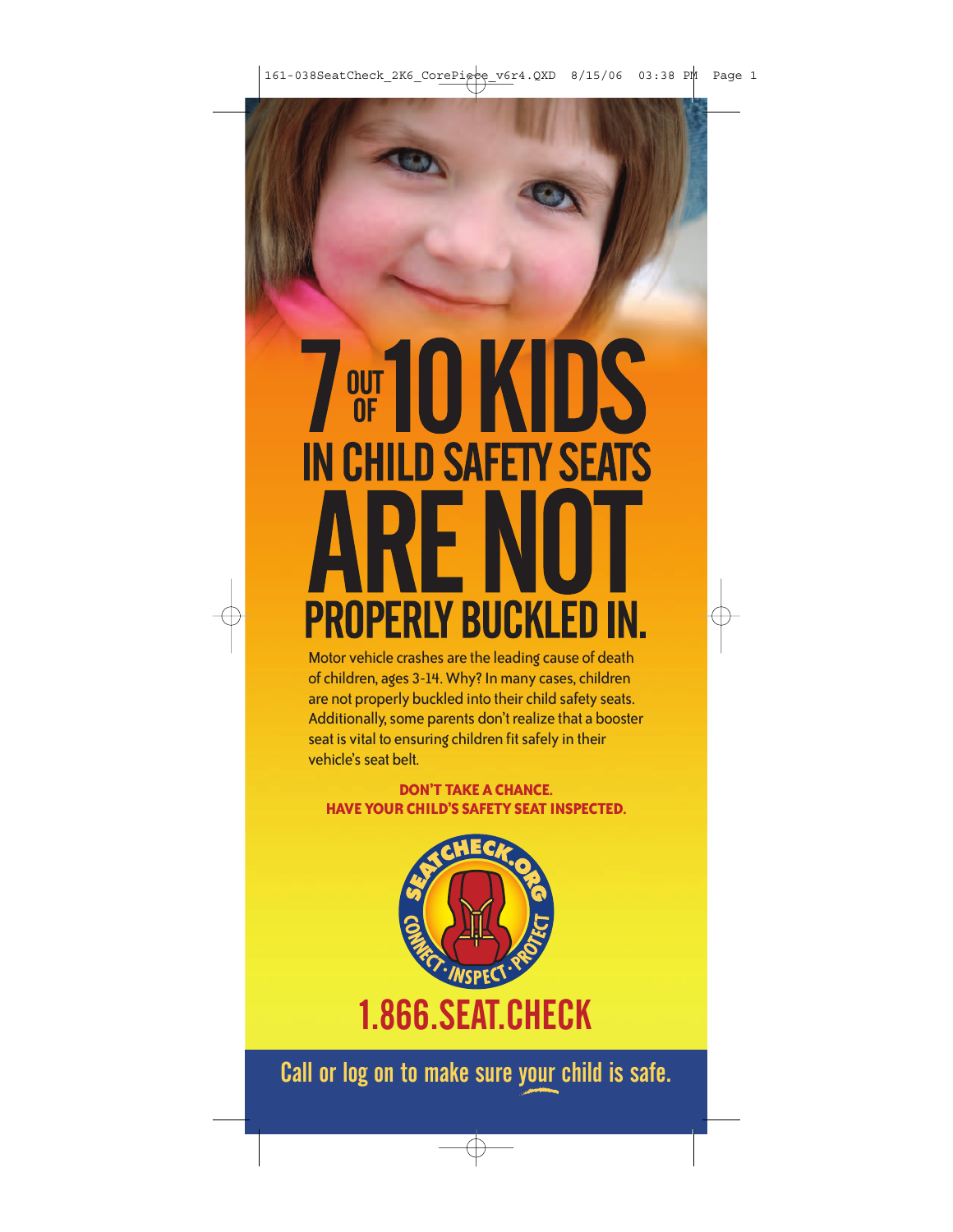# 7 OUT OF 10 KIDS IN CHILD SAFETY SEATS ARE NOT PROPERLY BUCKLED IN.

Motor vehicle crashes are the leading cause of death of children, ages 3-14. Why? In many cases, children are not properly buckled into their child safety seats. Additionally, some parents don't realize that a booster seat is vital to ensuring children fit safely in their vehicle's seat belt.

**DON'T TAKE A CHANCE.**
**HAVE YOUR CHILD'S SAFETY SEAT INSPECTED.**

SEATCHECK.ORG
CONNECT · INSPECT · PROTECT

## 1.866.SEAT.CHECK

Call or log on to make sure your child is safe.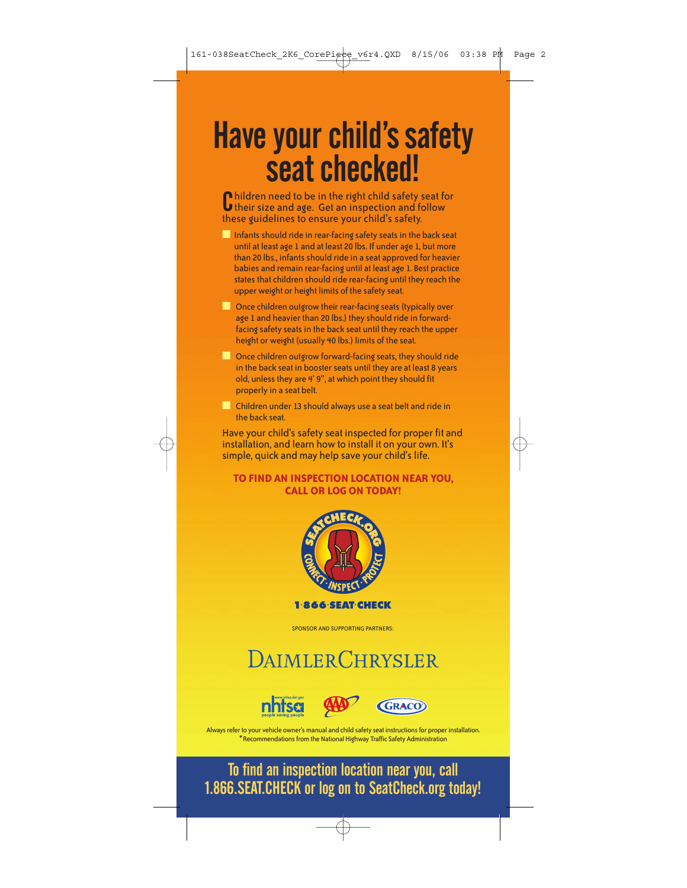# Have your child's safety seat checked!

Children need to be in the right child safety seat for their size and age. Get an inspection and follow these guidelines to ensure your child's safety.

- Infants should ride in rear-facing safety seats in the back seat until at least age 1 and at least 20 lbs. If under age 1, but more than 20 lbs., infants should ride in a seat approved for heavier babies and remain rear-facing until at least age 1. Best practice states that children should ride rear-facing until they reach the upper weight or height limits of the safety seat.
- Once children outgrow their rear-facing seats (typically over age 1 and heavier than 20 lbs.) they should ride in forward-facing safety seats in the back seat until they reach the upper height or weight (usually 40 lbs.) limits of the seat.
- Once children outgrow forward-facing seats, they should ride in the back seat in booster seats until they are at least 8 years old, unless they are 4' 9", at which point they should fit properly in a seat belt.
- Children under 13 should always use a seat belt and ride in the back seat.

Have your child's safety seat inspected for proper fit and installation, and learn how to install it on your own. It's simple, quick and may help save your child's life.

**TO FIND AN INSPECTION LOCATION NEAR YOU, CALL OR LOG ON TODAY!**

SEATCHECK.ORG · CONNECT · INSPECT · PROTECT

**1·866·SEAT·CHECK**

SPONSOR AND SUPPORTING PARTNERS:

DAIMLERCHRYSLER

www.nhtsa.dot.gov nhtsa people saving people · AAA · GRACO

Always refer to your vehicle owner's manual and child safety seat instructions for proper installation.
*Recommendations from the National Highway Traffic Safety Administration

## To find an inspection location near you, call 1.866.SEAT.CHECK or log on to SeatCheck.org today!